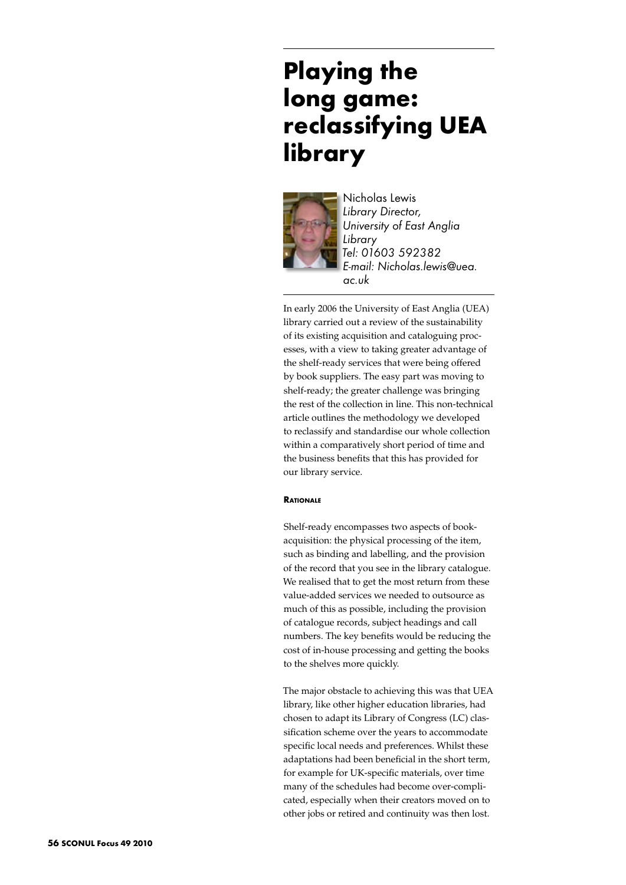# Playing the long game: reclassifying UEA library

Nicholas Lewis
*Library Director, University of East Anglia Library*
*Tel: 01603 592382*
*E-mail: Nicholas.lewis@uea.ac.uk*

In early 2006 the University of East Anglia (UEA) library carried out a review of the sustainability of its existing acquisition and cataloguing processes, with a view to taking greater advantage of the shelf-ready services that were being offered by book suppliers. The easy part was moving to shelf-ready; the greater challenge was bringing the rest of the collection in line. This non-technical article outlines the methodology we developed to reclassify and standardise our whole collection within a comparatively short period of time and the business benefits that this has provided for our library service.

## Rationale

Shelf-ready encompasses two aspects of book-acquisition: the physical processing of the item, such as binding and labelling, and the provision of the record that you see in the library catalogue. We realised that to get the most return from these value-added services we needed to outsource as much of this as possible, including the provision of catalogue records, subject headings and call numbers. The key benefits would be reducing the cost of in-house processing and getting the books to the shelves more quickly.

The major obstacle to achieving this was that UEA library, like other higher education libraries, had chosen to adapt its Library of Congress (LC) classification scheme over the years to accommodate specific local needs and preferences. Whilst these adaptations had been beneficial in the short term, for example for UK-specific materials, over time many of the schedules had become over-complicated, especially when their creators moved on to other jobs or retired and continuity was then lost.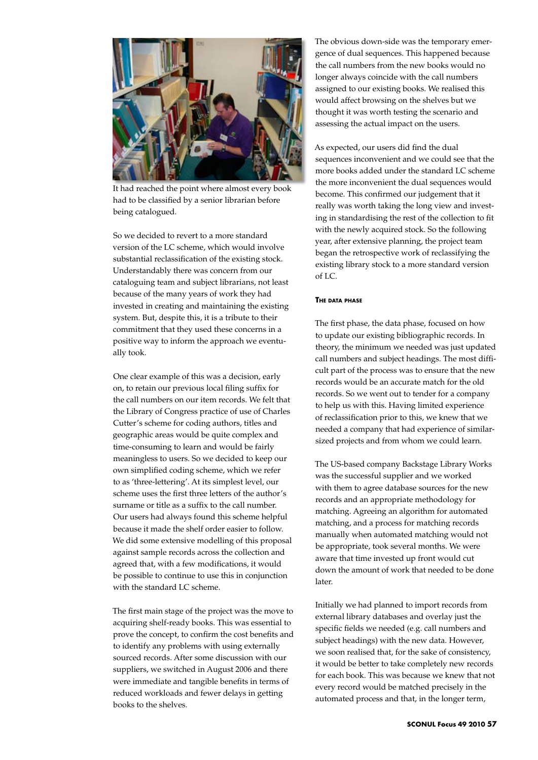It had reached the point where almost every book had to be classified by a senior librarian before being catalogued.

So we decided to revert to a more standard version of the LC scheme, which would involve substantial reclassification of the existing stock. Understandably there was concern from our cataloguing team and subject librarians, not least because of the many years of work they had invested in creating and maintaining the existing system. But, despite this, it is a tribute to their commitment that they used these concerns in a positive way to inform the approach we eventually took.

One clear example of this was a decision, early on, to retain our previous local filing suffix for the call numbers on our item records. We felt that the Library of Congress practice of use of Charles Cutter's scheme for coding authors, titles and geographic areas would be quite complex and time-consuming to learn and would be fairly meaningless to users. So we decided to keep our own simplified coding scheme, which we refer to as 'three-lettering'. At its simplest level, our scheme uses the first three letters of the author's surname or title as a suffix to the call number. Our users had always found this scheme helpful because it made the shelf order easier to follow. We did some extensive modelling of this proposal against sample records across the collection and agreed that, with a few modifications, it would be possible to continue to use this in conjunction with the standard LC scheme.

The first main stage of the project was the move to acquiring shelf-ready books. This was essential to prove the concept, to confirm the cost benefits and to identify any problems with using externally sourced records. After some discussion with our suppliers, we switched in August 2006 and there were immediate and tangible benefits in terms of reduced workloads and fewer delays in getting books to the shelves.

The obvious down-side was the temporary emergence of dual sequences. This happened because the call numbers from the new books would no longer always coincide with the call numbers assigned to our existing books. We realised this would affect browsing on the shelves but we thought it was worth testing the scenario and assessing the actual impact on the users.

As expected, our users did find the dual sequences inconvenient and we could see that the more books added under the standard LC scheme the more inconvenient the dual sequences would become. This confirmed our judgement that it really was worth taking the long view and investing in standardising the rest of the collection to fit with the newly acquired stock. So the following year, after extensive planning, the project team began the retrospective work of reclassifying the existing library stock to a more standard version of LC.

### The data phase

The first phase, the data phase, focused on how to update our existing bibliographic records. In theory, the minimum we needed was just updated call numbers and subject headings. The most difficult part of the process was to ensure that the new records would be an accurate match for the old records. So we went out to tender for a company to help us with this. Having limited experience of reclassification prior to this, we knew that we needed a company that had experience of similar-sized projects and from whom we could learn.

The US-based company Backstage Library Works was the successful supplier and we worked with them to agree database sources for the new records and an appropriate methodology for matching. Agreeing an algorithm for automated matching, and a process for matching records manually when automated matching would not be appropriate, took several months. We were aware that time invested up front would cut down the amount of work that needed to be done later.

Initially we had planned to import records from external library databases and overlay just the specific fields we needed (e.g. call numbers and subject headings) with the new data. However, we soon realised that, for the sake of consistency, it would be better to take completely new records for each book. This was because we knew that not every record would be matched precisely in the automated process and that, in the longer term,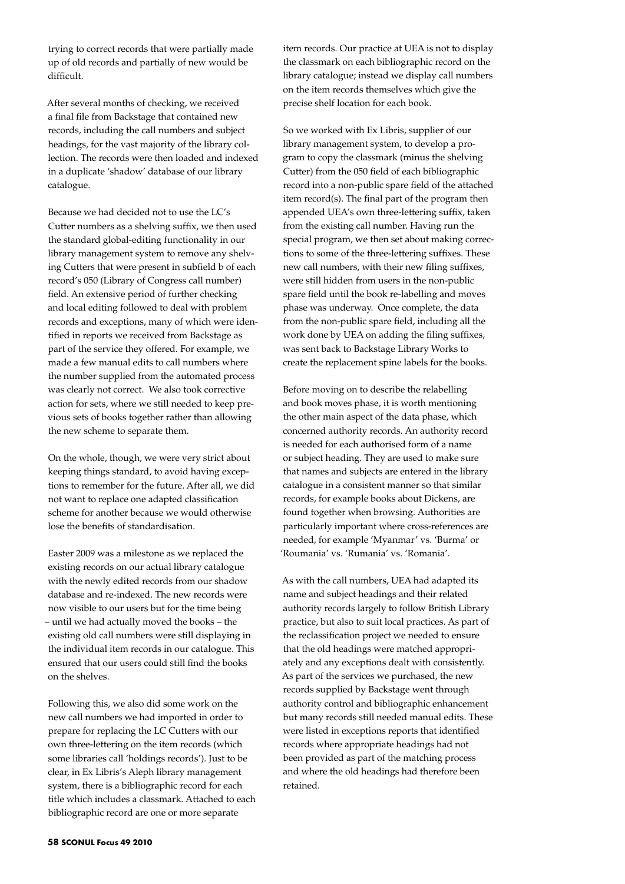trying to correct records that were partially made up of old records and partially of new would be difficult.

After several months of checking, we received a final file from Backstage that contained new records, including the call numbers and subject headings, for the vast majority of the library collection. The records were then loaded and indexed in a duplicate 'shadow' database of our library catalogue.

Because we had decided not to use the LC's Cutter numbers as a shelving suffix, we then used the standard global-editing functionality in our library management system to remove any shelving Cutters that were present in subfield b of each record's 050 (Library of Congress call number) field. An extensive period of further checking and local editing followed to deal with problem records and exceptions, many of which were identified in reports we received from Backstage as part of the service they offered. For example, we made a few manual edits to call numbers where the number supplied from the automated process was clearly not correct. We also took corrective action for sets, where we still needed to keep previous sets of books together rather than allowing the new scheme to separate them.

On the whole, though, we were very strict about keeping things standard, to avoid having exceptions to remember for the future. After all, we did not want to replace one adapted classification scheme for another because we would otherwise lose the benefits of standardisation.

Easter 2009 was a milestone as we replaced the existing records on our actual library catalogue with the newly edited records from our shadow database and re-indexed. The new records were now visible to our users but for the time being – until we had actually moved the books – the existing old call numbers were still displaying in the individual item records in our catalogue. This ensured that our users could still find the books on the shelves.

Following this, we also did some work on the new call numbers we had imported in order to prepare for replacing the LC Cutters with our own three-lettering on the item records (which some libraries call 'holdings records'). Just to be clear, in Ex Libris's Aleph library management system, there is a bibliographic record for each title which includes a classmark. Attached to each bibliographic record are one or more separate item records. Our practice at UEA is not to display the classmark on each bibliographic record on the library catalogue; instead we display call numbers on the item records themselves which give the precise shelf location for each book.

So we worked with Ex Libris, supplier of our library management system, to develop a program to copy the classmark (minus the shelving Cutter) from the 050 field of each bibliographic record into a non-public spare field of the attached item record(s). The final part of the program then appended UEA's own three-lettering suffix, taken from the existing call number. Having run the special program, we then set about making corrections to some of the three-lettering suffixes. These new call numbers, with their new filing suffixes, were still hidden from users in the non-public spare field until the book re-labelling and moves phase was underway. Once complete, the data from the non-public spare field, including all the work done by UEA on adding the filing suffixes, was sent back to Backstage Library Works to create the replacement spine labels for the books.

Before moving on to describe the relabelling and book moves phase, it is worth mentioning the other main aspect of the data phase, which concerned authority records. An authority record is needed for each authorised form of a name or subject heading. They are used to make sure that names and subjects are entered in the library catalogue in a consistent manner so that similar records, for example books about Dickens, are found together when browsing. Authorities are particularly important where cross-references are needed, for example 'Myanmar' vs. 'Burma' or 'Roumania' vs. 'Rumania' vs. 'Romania'.

As with the call numbers, UEA had adapted its name and subject headings and their related authority records largely to follow British Library practice, but also to suit local practices. As part of the reclassification project we needed to ensure that the old headings were matched appropriately and any exceptions dealt with consistently. As part of the services we purchased, the new records supplied by Backstage went through authority control and bibliographic enhancement but many records still needed manual edits. These were listed in exceptions reports that identified records where appropriate headings had not been provided as part of the matching process and where the old headings had therefore been retained.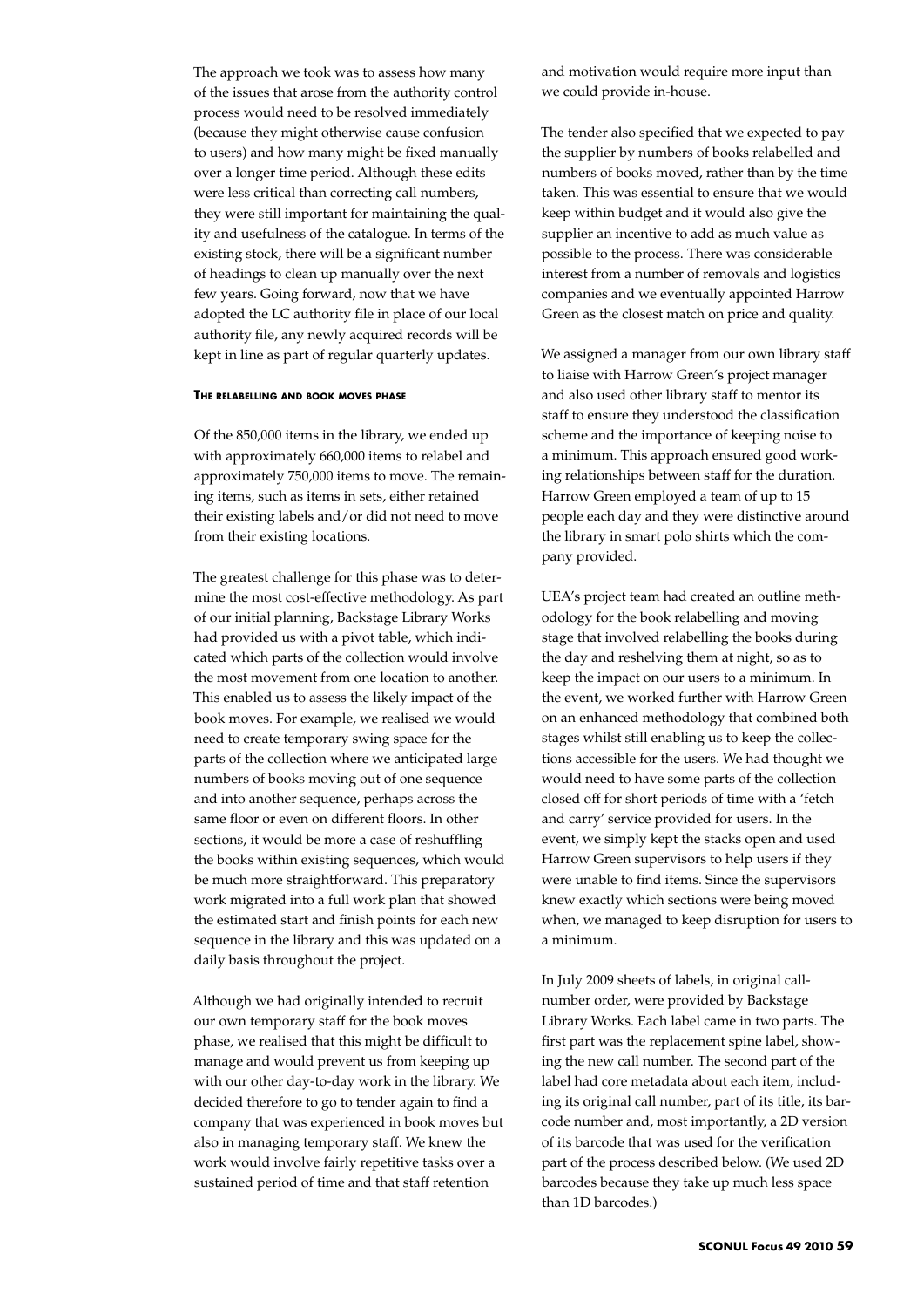The approach we took was to assess how many of the issues that arose from the authority control process would need to be resolved immediately (because they might otherwise cause confusion to users) and how many might be fixed manually over a longer time period. Although these edits were less critical than correcting call numbers, they were still important for maintaining the quality and usefulness of the catalogue. In terms of the existing stock, there will be a significant number of headings to clean up manually over the next few years. Going forward, now that we have adopted the LC authority file in place of our local authority file, any newly acquired records will be kept in line as part of regular quarterly updates.

#### The relabelling and book moves phase

Of the 850,000 items in the library, we ended up with approximately 660,000 items to relabel and approximately 750,000 items to move. The remaining items, such as items in sets, either retained their existing labels and/or did not need to move from their existing locations.

The greatest challenge for this phase was to determine the most cost-effective methodology. As part of our initial planning, Backstage Library Works had provided us with a pivot table, which indicated which parts of the collection would involve the most movement from one location to another. This enabled us to assess the likely impact of the book moves. For example, we realised we would need to create temporary swing space for the parts of the collection where we anticipated large numbers of books moving out of one sequence and into another sequence, perhaps across the same floor or even on different floors. In other sections, it would be more a case of reshuffling the books within existing sequences, which would be much more straightforward. This preparatory work migrated into a full work plan that showed the estimated start and finish points for each new sequence in the library and this was updated on a daily basis throughout the project.

Although we had originally intended to recruit our own temporary staff for the book moves phase, we realised that this might be difficult to manage and would prevent us from keeping up with our other day-to-day work in the library. We decided therefore to go to tender again to find a company that was experienced in book moves but also in managing temporary staff. We knew the work would involve fairly repetitive tasks over a sustained period of time and that staff retention and motivation would require more input than we could provide in-house.

The tender also specified that we expected to pay the supplier by numbers of books relabelled and numbers of books moved, rather than by the time taken. This was essential to ensure that we would keep within budget and it would also give the supplier an incentive to add as much value as possible to the process. There was considerable interest from a number of removals and logistics companies and we eventually appointed Harrow Green as the closest match on price and quality.

We assigned a manager from our own library staff to liaise with Harrow Green's project manager and also used other library staff to mentor its staff to ensure they understood the classification scheme and the importance of keeping noise to a minimum. This approach ensured good working relationships between staff for the duration. Harrow Green employed a team of up to 15 people each day and they were distinctive around the library in smart polo shirts which the company provided.

UEA's project team had created an outline methodology for the book relabelling and moving stage that involved relabelling the books during the day and reshelving them at night, so as to keep the impact on our users to a minimum. In the event, we worked further with Harrow Green on an enhanced methodology that combined both stages whilst still enabling us to keep the collections accessible for the users. We had thought we would need to have some parts of the collection closed off for short periods of time with a 'fetch and carry' service provided for users. In the event, we simply kept the stacks open and used Harrow Green supervisors to help users if they were unable to find items. Since the supervisors knew exactly which sections were being moved when, we managed to keep disruption for users to a minimum.

In July 2009 sheets of labels, in original call-number order, were provided by Backstage Library Works. Each label came in two parts. The first part was the replacement spine label, showing the new call number. The second part of the label had core metadata about each item, including its original call number, part of its title, its barcode number and, most importantly, a 2D version of its barcode that was used for the verification part of the process described below. (We used 2D barcodes because they take up much less space than 1D barcodes.)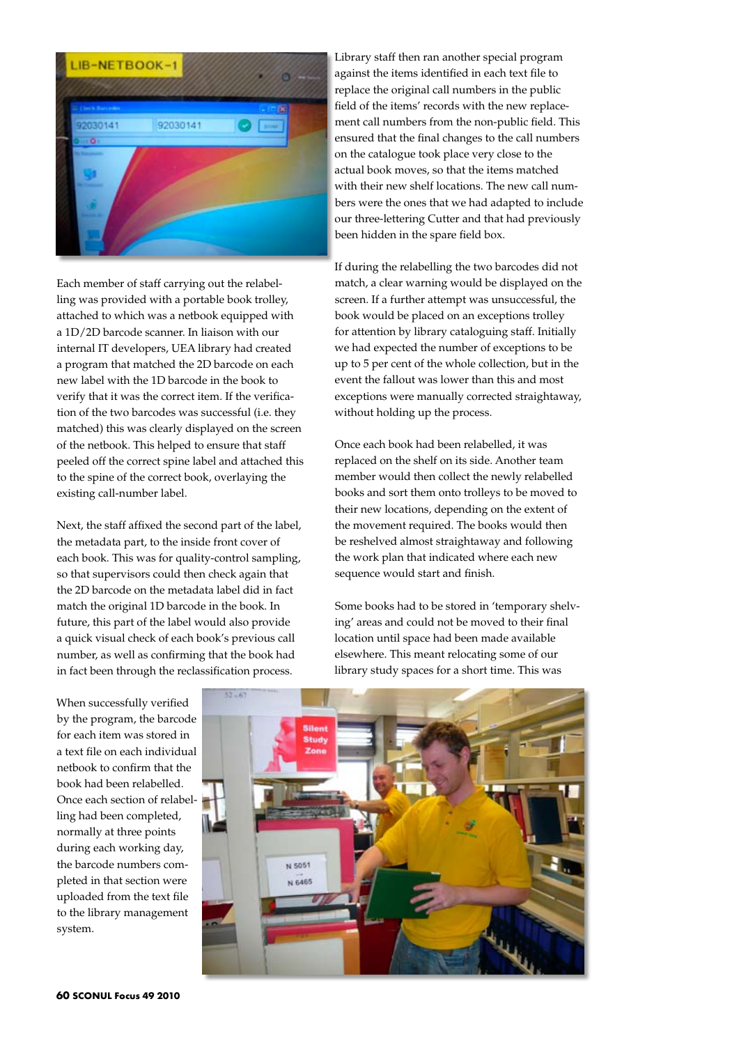Each member of staff carrying out the relabelling was provided with a portable book trolley, attached to which was a netbook equipped with a 1D/2D barcode scanner. In liaison with our internal IT developers, UEA library had created a program that matched the 2D barcode on each new label with the 1D barcode in the book to verify that it was the correct item. If the verification of the two barcodes was successful (i.e. they matched) this was clearly displayed on the screen of the netbook. This helped to ensure that staff peeled off the correct spine label and attached this to the spine of the correct book, overlaying the existing call-number label.

Next, the staff affixed the second part of the label, the metadata part, to the inside front cover of each book. This was for quality-control sampling, so that supervisors could then check again that the 2D barcode on the metadata label did in fact match the original 1D barcode in the book. In future, this part of the label would also provide a quick visual check of each book's previous call number, as well as confirming that the book had in fact been through the reclassification process.

When successfully verified by the program, the barcode for each item was stored in a text file on each individual netbook to confirm that the book had been relabelled. Once each section of relabelling had been completed, normally at three points during each working day, the barcode numbers completed in that section were uploaded from the text file to the library management system.

Library staff then ran another special program against the items identified in each text file to replace the original call numbers in the public field of the items' records with the new replacement call numbers from the non-public field. This ensured that the final changes to the call numbers on the catalogue took place very close to the actual book moves, so that the items matched with their new shelf locations. The new call numbers were the ones that we had adapted to include our three-lettering Cutter and that had previously been hidden in the spare field box.

If during the relabelling the two barcodes did not match, a clear warning would be displayed on the screen. If a further attempt was unsuccessful, the book would be placed on an exceptions trolley for attention by library cataloguing staff. Initially we had expected the number of exceptions to be up to 5 per cent of the whole collection, but in the event the fallout was lower than this and most exceptions were manually corrected straightaway, without holding up the process.

Once each book had been relabelled, it was replaced on the shelf on its side. Another team member would then collect the newly relabelled books and sort them onto trolleys to be moved to their new locations, depending on the extent of the movement required. The books would then be reshelved almost straightaway and following the work plan that indicated where each new sequence would start and finish.

Some books had to be stored in 'temporary shelving' areas and could not be moved to their final location until space had been made available elsewhere. This meant relocating some of our library study spaces for a short time. This was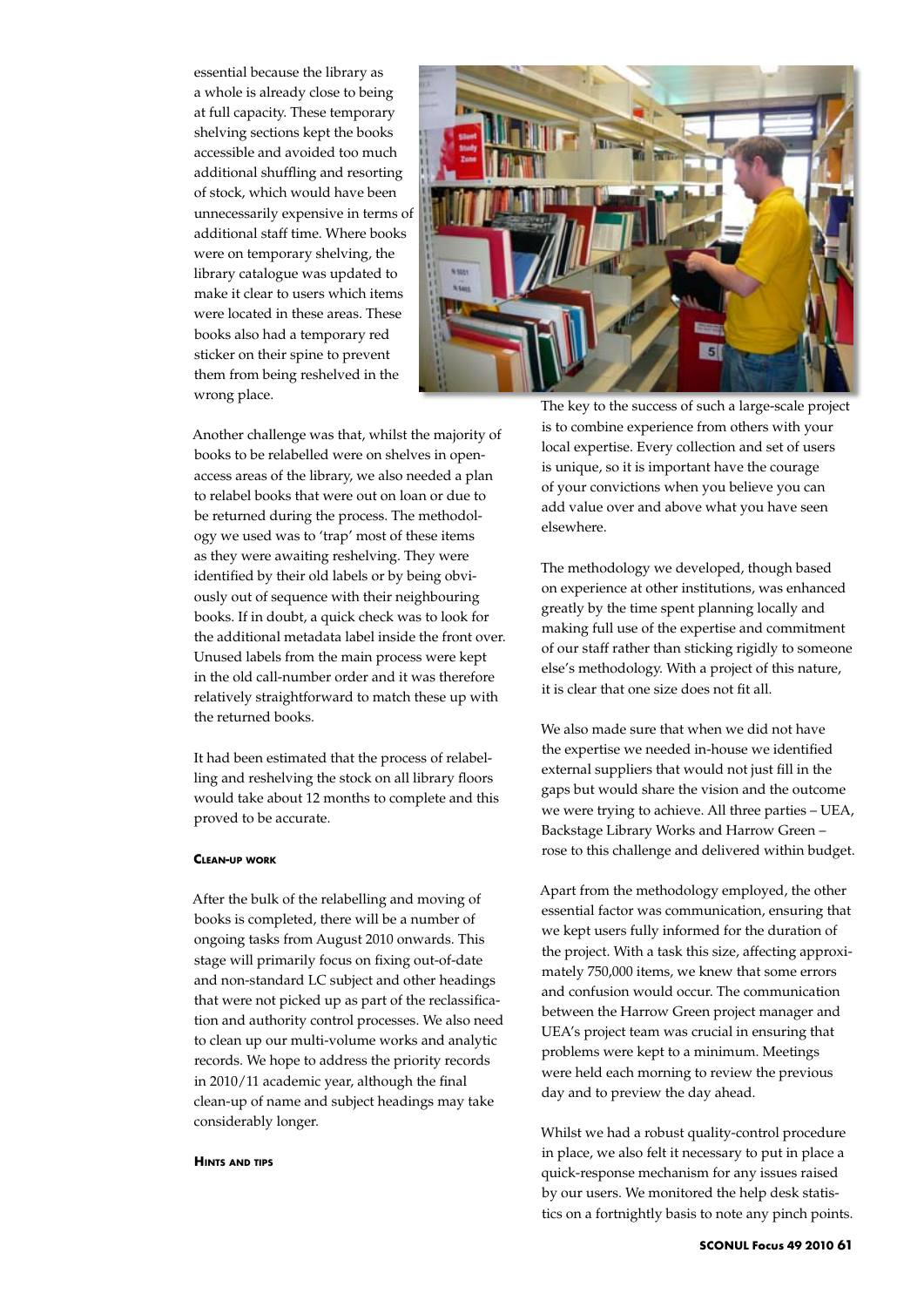essential because the library as a whole is already close to being at full capacity. These temporary shelving sections kept the books accessible and avoided too much additional shuffling and resorting of stock, which would have been unnecessarily expensive in terms of additional staff time. Where books were on temporary shelving, the library catalogue was updated to make it clear to users which items were located in these areas. These books also had a temporary red sticker on their spine to prevent them from being reshelved in the wrong place.

Another challenge was that, whilst the majority of books to be relabelled were on shelves in open-access areas of the library, we also needed a plan to relabel books that were out on loan or due to be returned during the process. The methodology we used was to 'trap' most of these items as they were awaiting reshelving. They were identified by their old labels or by being obviously out of sequence with their neighbouring books. If in doubt, a quick check was to look for the additional metadata label inside the front over. Unused labels from the main process were kept in the old call-number order and it was therefore relatively straightforward to match these up with the returned books.

It had been estimated that the process of relabelling and reshelving the stock on all library floors would take about 12 months to complete and this proved to be accurate.

#### Clean-up work

After the bulk of the relabelling and moving of books is completed, there will be a number of ongoing tasks from August 2010 onwards. This stage will primarily focus on fixing out-of-date and non-standard LC subject and other headings that were not picked up as part of the reclassification and authority control processes. We also need to clean up our multi-volume works and analytic records. We hope to address the priority records in 2010/11 academic year, although the final clean-up of name and subject headings may take considerably longer.

#### Hints and tips

The key to the success of such a large-scale project is to combine experience from others with your local expertise. Every collection and set of users is unique, so it is important have the courage of your convictions when you believe you can add value over and above what you have seen elsewhere.

The methodology we developed, though based on experience at other institutions, was enhanced greatly by the time spent planning locally and making full use of the expertise and commitment of our staff rather than sticking rigidly to someone else's methodology. With a project of this nature, it is clear that one size does not fit all.

We also made sure that when we did not have the expertise we needed in-house we identified external suppliers that would not just fill in the gaps but would share the vision and the outcome we were trying to achieve. All three parties – UEA, Backstage Library Works and Harrow Green – rose to this challenge and delivered within budget.

Apart from the methodology employed, the other essential factor was communication, ensuring that we kept users fully informed for the duration of the project. With a task this size, affecting approximately 750,000 items, we knew that some errors and confusion would occur. The communication between the Harrow Green project manager and UEA's project team was crucial in ensuring that problems were kept to a minimum. Meetings were held each morning to review the previous day and to preview the day ahead.

Whilst we had a robust quality-control procedure in place, we also felt it necessary to put in place a quick-response mechanism for any issues raised by our users. We monitored the help desk statistics on a fortnightly basis to note any pinch points.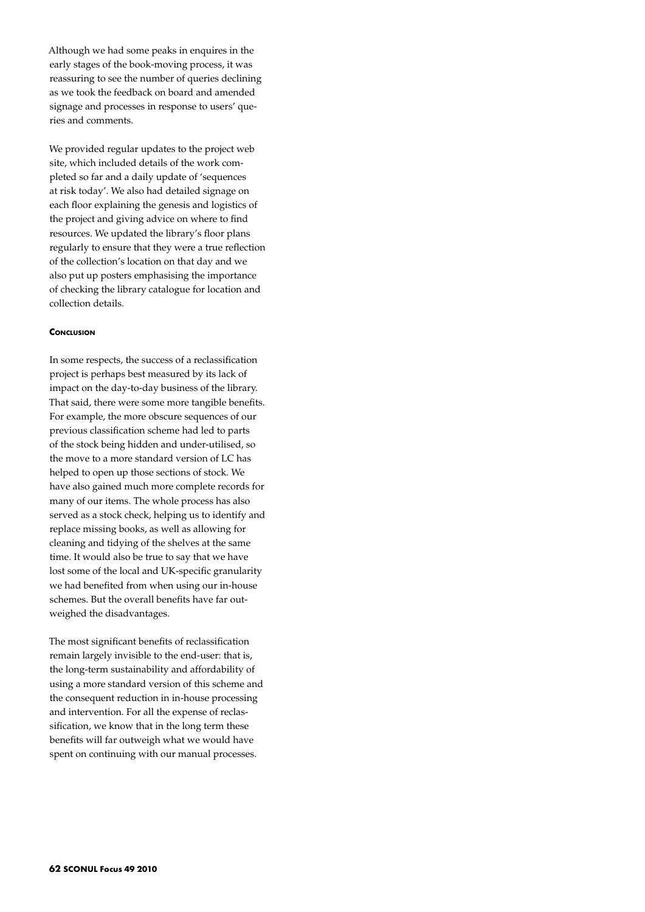Although we had some peaks in enquires in the early stages of the book-moving process, it was reassuring to see the number of queries declining as we took the feedback on board and amended signage and processes in response to users' queries and comments.

We provided regular updates to the project web site, which included details of the work completed so far and a daily update of 'sequences at risk today'. We also had detailed signage on each floor explaining the genesis and logistics of the project and giving advice on where to find resources. We updated the library's floor plans regularly to ensure that they were a true reflection of the collection's location on that day and we also put up posters emphasising the importance of checking the library catalogue for location and collection details.

## Conclusion

In some respects, the success of a reclassification project is perhaps best measured by its lack of impact on the day-to-day business of the library. That said, there were some more tangible benefits. For example, the more obscure sequences of our previous classification scheme had led to parts of the stock being hidden and under-utilised, so the move to a more standard version of LC has helped to open up those sections of stock. We have also gained much more complete records for many of our items. The whole process has also served as a stock check, helping us to identify and replace missing books, as well as allowing for cleaning and tidying of the shelves at the same time. It would also be true to say that we have lost some of the local and UK-specific granularity we had benefited from when using our in-house schemes. But the overall benefits have far outweighed the disadvantages.

The most significant benefits of reclassification remain largely invisible to the end-user: that is, the long-term sustainability and affordability of using a more standard version of this scheme and the consequent reduction in in-house processing and intervention. For all the expense of reclassification, we know that in the long term these benefits will far outweigh what we would have spent on continuing with our manual processes.